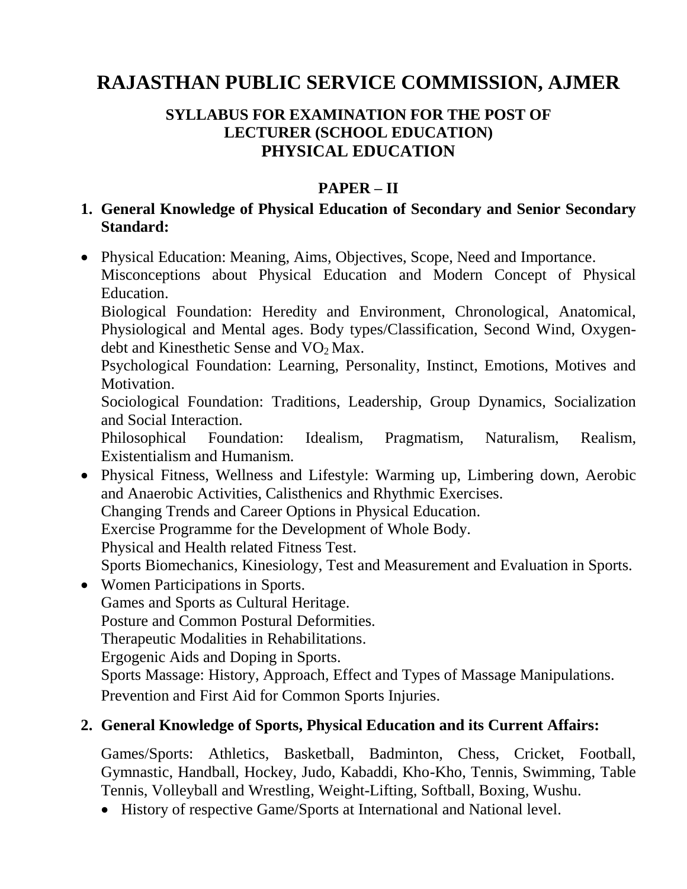# RAJASTHAN PUBLIC SERVICE COMMISSION, AJMER

### SYLLABUS FOR EXAMINATION FOR THE POST OF LECTURER (SCHOOL EDUCATION) PHYSICAL EDUCATION

## PAPER – II

**1. General Knowledge of Physical Education of Secondary and Senior Secondary Standard:**

- Physical Education: Meaning, Aims, Objectives, Scope, Need and Importance.
  Misconceptions about Physical Education and Modern Concept of Physical Education.
  Biological Foundation: Heredity and Environment, Chronological, Anatomical, Physiological and Mental ages. Body types/Classification, Second Wind, Oxygen-debt and Kinesthetic Sense and $VO_2$ Max.
  Psychological Foundation: Learning, Personality, Instinct, Emotions, Motives and Motivation.
  Sociological Foundation: Traditions, Leadership, Group Dynamics, Socialization and Social Interaction.
  Philosophical Foundation: Idealism, Pragmatism, Naturalism, Realism, Existentialism and Humanism.
- Physical Fitness, Wellness and Lifestyle: Warming up, Limbering down, Aerobic and Anaerobic Activities, Calisthenics and Rhythmic Exercises.
  Changing Trends and Career Options in Physical Education.
  Exercise Programme for the Development of Whole Body.
  Physical and Health related Fitness Test.
  Sports Biomechanics, Kinesiology, Test and Measurement and Evaluation in Sports.
- Women Participations in Sports.
  Games and Sports as Cultural Heritage.
  Posture and Common Postural Deformities.
  Therapeutic Modalities in Rehabilitations.
  Ergogenic Aids and Doping in Sports.
  Sports Massage: History, Approach, Effect and Types of Massage Manipulations.
  Prevention and First Aid for Common Sports Injuries.

**2. General Knowledge of Sports, Physical Education and its Current Affairs:**

Games/Sports: Athletics, Basketball, Badminton, Chess, Cricket, Football, Gymnastic, Handball, Hockey, Judo, Kabaddi, Kho-Kho, Tennis, Swimming, Table Tennis, Volleyball and Wrestling, Weight-Lifting, Softball, Boxing, Wushu.

- History of respective Game/Sports at International and National level.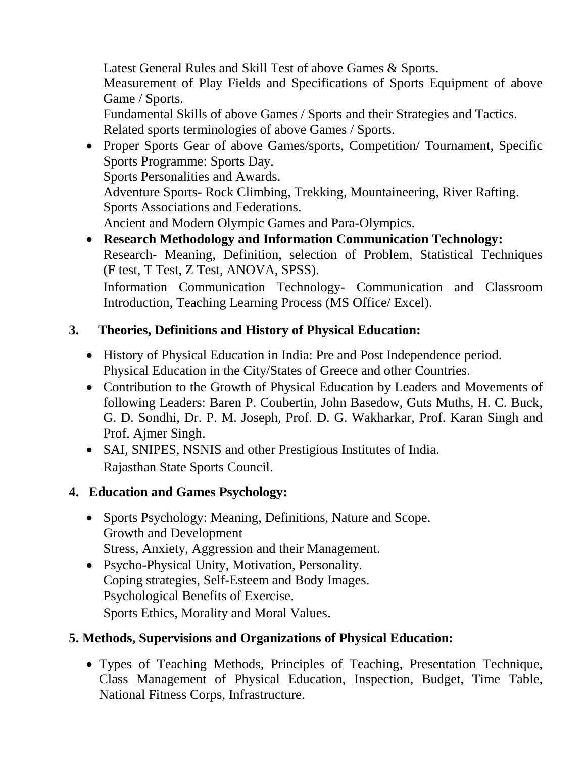Latest General Rules and Skill Test of above Games & Sports.
Measurement of Play Fields and Specifications of Sports Equipment of above Game / Sports.
Fundamental Skills of above Games / Sports and their Strategies and Tactics.
Related sports terminologies of above Games / Sports.

- Proper Sports Gear of above Games/sports, Competition/ Tournament, Specific Sports Programme: Sports Day.
  Sports Personalities and Awards.
  Adventure Sports- Rock Climbing, Trekking, Mountaineering, River Rafting.
  Sports Associations and Federations.
  Ancient and Modern Olympic Games and Para-Olympics.
- **Research Methodology and Information Communication Technology:**
  Research- Meaning, Definition, selection of Problem, Statistical Techniques (F test, T Test, Z Test, ANOVA, SPSS).
  Information Communication Technology- Communication and Classroom Introduction, Teaching Learning Process (MS Office/ Excel).

## 3. Theories, Definitions and History of Physical Education:

- History of Physical Education in India: Pre and Post Independence period.
  Physical Education in the City/States of Greece and other Countries.
- Contribution to the Growth of Physical Education by Leaders and Movements of following Leaders: Baren P. Coubertin, John Basedow, Guts Muths, H. C. Buck, G. D. Sondhi, Dr. P. M. Joseph, Prof. D. G. Wakharkar, Prof. Karan Singh and Prof. Ajmer Singh.
- SAI, SNIPES, NSNIS and other Prestigious Institutes of India.
  Rajasthan State Sports Council.

## 4. Education and Games Psychology:

- Sports Psychology: Meaning, Definitions, Nature and Scope.
  Growth and Development
  Stress, Anxiety, Aggression and their Management.
- Psycho-Physical Unity, Motivation, Personality.
  Coping strategies, Self-Esteem and Body Images.
  Psychological Benefits of Exercise.
  Sports Ethics, Morality and Moral Values.

## 5. Methods, Supervisions and Organizations of Physical Education:

- Types of Teaching Methods, Principles of Teaching, Presentation Technique, Class Management of Physical Education, Inspection, Budget, Time Table, National Fitness Corps, Infrastructure.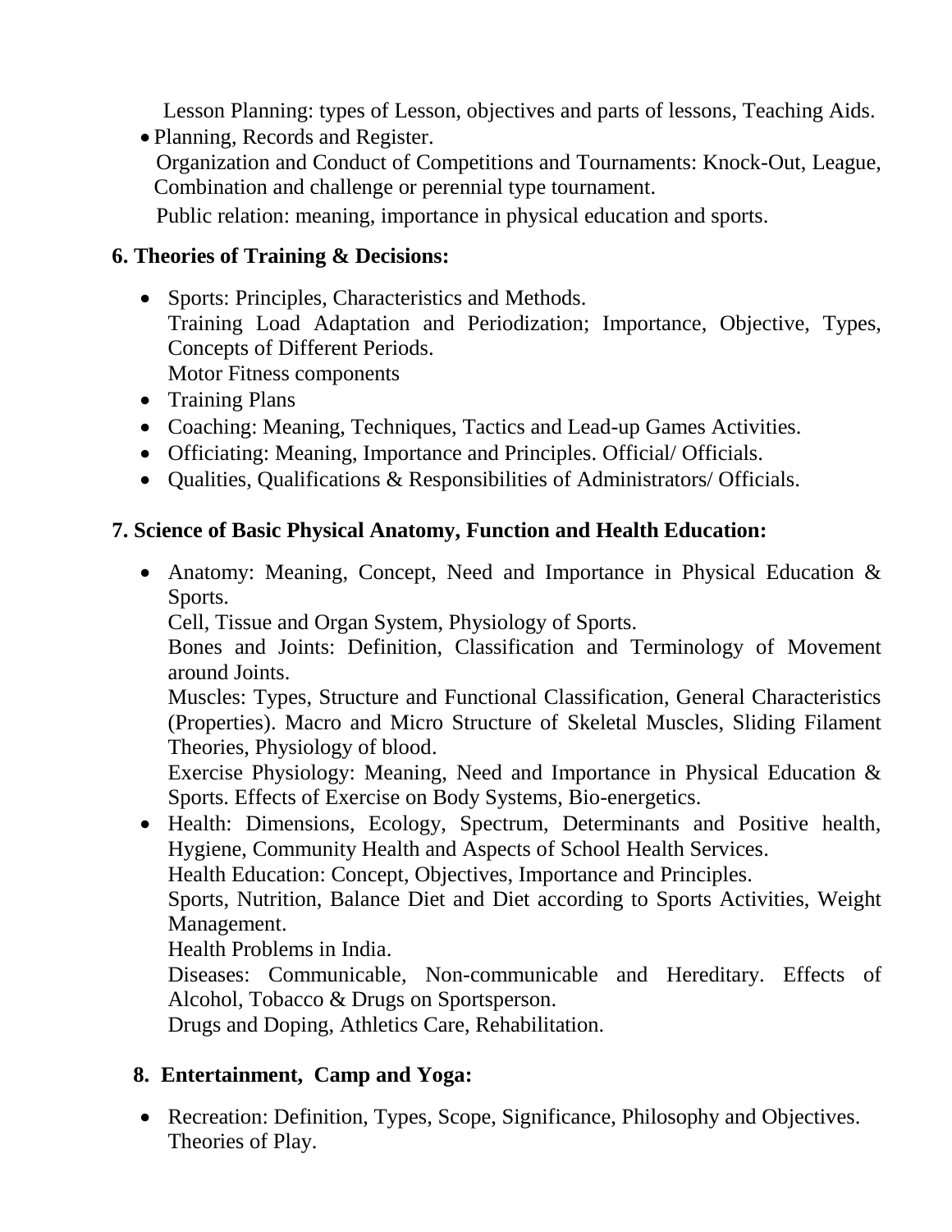Lesson Planning: types of Lesson, objectives and parts of lessons, Teaching Aids.

- Planning, Records and Register.
  Organization and Conduct of Competitions and Tournaments: Knock-Out, League, Combination and challenge or perennial type tournament.
  Public relation: meaning, importance in physical education and sports.

### 6. Theories of Training & Decisions:

- Sports: Principles, Characteristics and Methods.
  Training Load Adaptation and Periodization; Importance, Objective, Types, Concepts of Different Periods.
  Motor Fitness components
- Training Plans
- Coaching: Meaning, Techniques, Tactics and Lead-up Games Activities.
- Officiating: Meaning, Importance and Principles. Official/ Officials.
- Qualities, Qualifications & Responsibilities of Administrators/ Officials.

### 7. Science of Basic Physical Anatomy, Function and Health Education:

- Anatomy: Meaning, Concept, Need and Importance in Physical Education & Sports.
  Cell, Tissue and Organ System, Physiology of Sports.
  Bones and Joints: Definition, Classification and Terminology of Movement around Joints.
  Muscles: Types, Structure and Functional Classification, General Characteristics (Properties). Macro and Micro Structure of Skeletal Muscles, Sliding Filament Theories, Physiology of blood.
  Exercise Physiology: Meaning, Need and Importance in Physical Education & Sports. Effects of Exercise on Body Systems, Bio-energetics.
- Health: Dimensions, Ecology, Spectrum, Determinants and Positive health, Hygiene, Community Health and Aspects of School Health Services.
  Health Education: Concept, Objectives, Importance and Principles.
  Sports, Nutrition, Balance Diet and Diet according to Sports Activities, Weight Management.
  Health Problems in India.
  Diseases: Communicable, Non-communicable and Hereditary. Effects of Alcohol, Tobacco & Drugs on Sportsperson.
  Drugs and Doping, Athletics Care, Rehabilitation.

### 8. Entertainment, Camp and Yoga:

- Recreation: Definition, Types, Scope, Significance, Philosophy and Objectives.
  Theories of Play.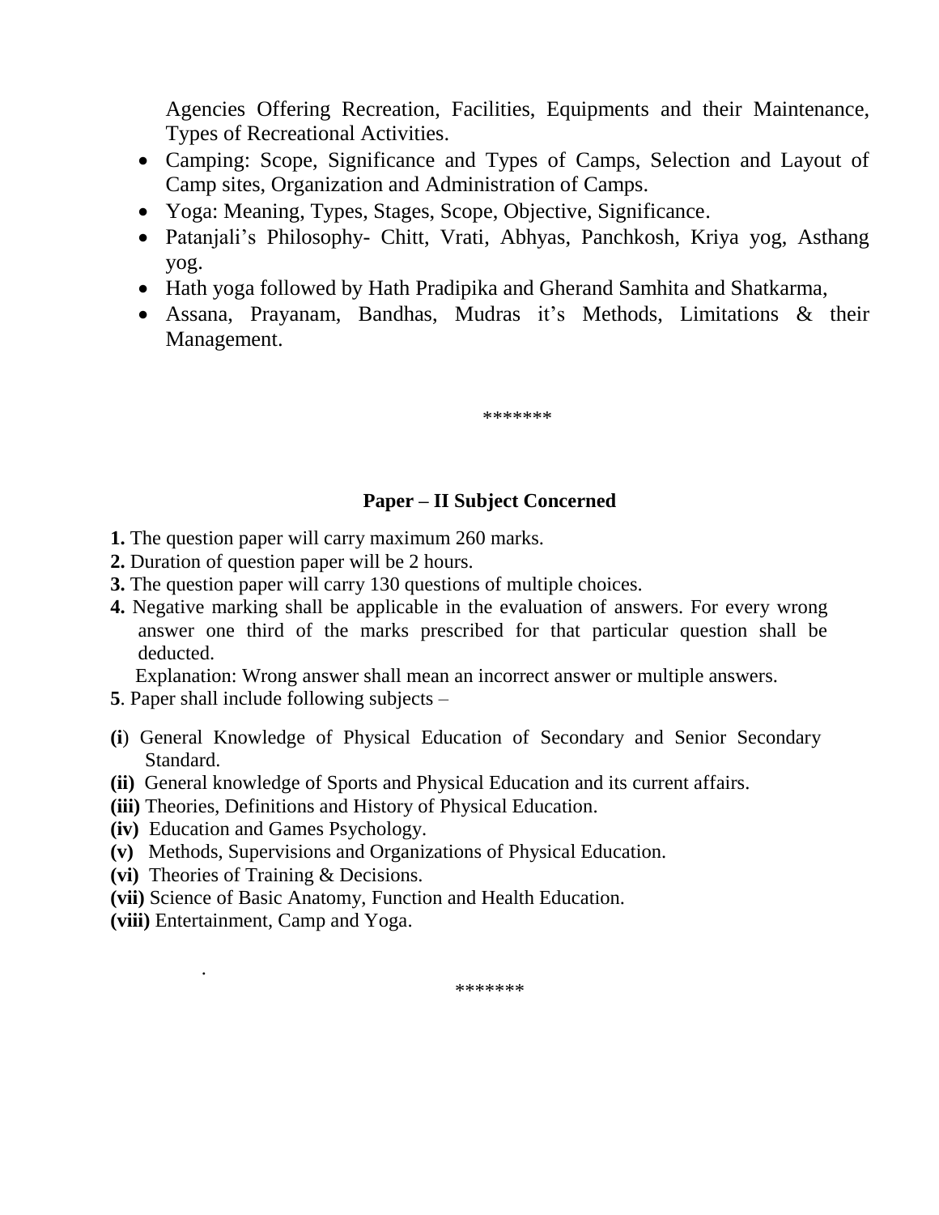Agencies Offering Recreation, Facilities, Equipments and their Maintenance, Types of Recreational Activities.

- Camping: Scope, Significance and Types of Camps, Selection and Layout of Camp sites, Organization and Administration of Camps.
- Yoga: Meaning, Types, Stages, Scope, Objective, Significance.
- Patanjali's Philosophy- Chitt, Vrati, Abhyas, Panchkosh, Kriya yog, Asthang yog.
- Hath yoga followed by Hath Pradipika and Gherand Samhita and Shatkarma,
- Assana, Prayanam, Bandhas, Mudras it's Methods, Limitations & their Management.

*******

## Paper – II Subject Concerned

**1.** The question paper will carry maximum 260 marks.
**2.** Duration of question paper will be 2 hours.
**3.** The question paper will carry 130 questions of multiple choices.
**4.** Negative marking shall be applicable in the evaluation of answers. For every wrong answer one third of the marks prescribed for that particular question shall be deducted.

Explanation: Wrong answer shall mean an incorrect answer or multiple answers.

**5**. Paper shall include following subjects –

**(i**) General Knowledge of Physical Education of Secondary and Senior Secondary Standard.
**(ii)** General knowledge of Sports and Physical Education and its current affairs.
**(iii)** Theories, Definitions and History of Physical Education.
**(iv)** Education and Games Psychology.
**(v)** Methods, Supervisions and Organizations of Physical Education.
**(vi)** Theories of Training & Decisions.
**(vii)** Science of Basic Anatomy, Function and Health Education.
**(viii)** Entertainment, Camp and Yoga.

*******